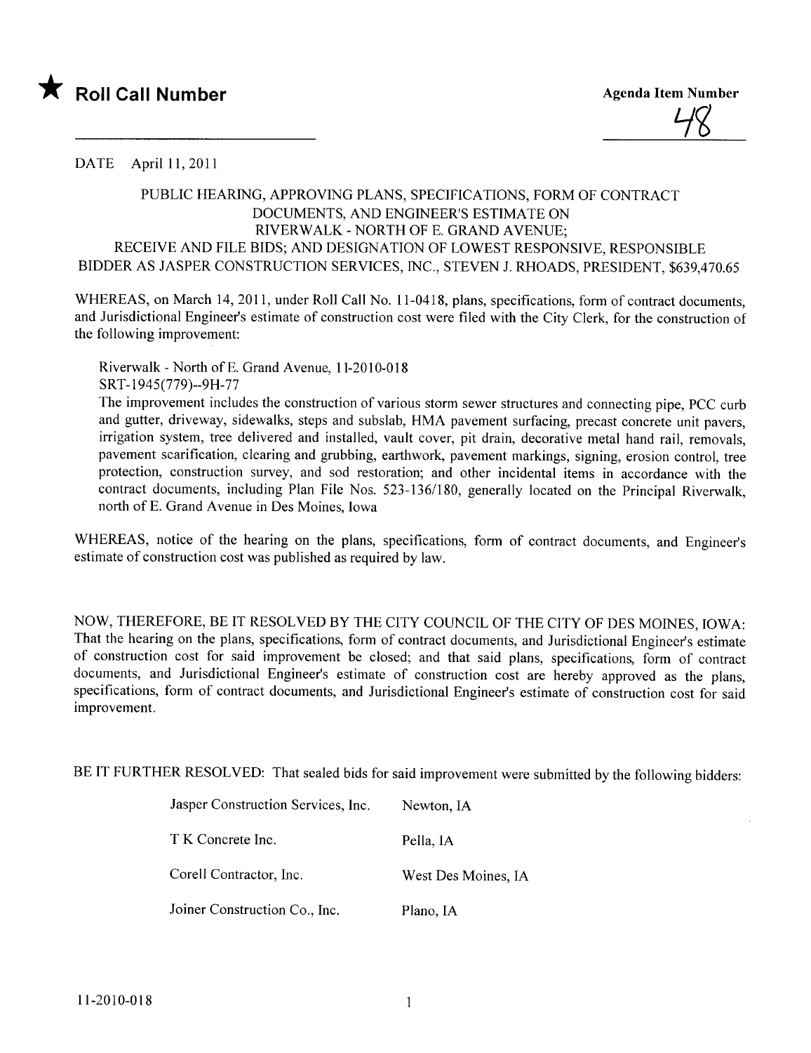★ **Roll Call Number**

**Agenda Item Number**

48

DATE April 11, 2011

PUBLIC HEARING, APPROVING PLANS, SPECIFICATIONS, FORM OF CONTRACT DOCUMENTS, AND ENGINEER'S ESTIMATE ON RIVERWALK - NORTH OF E. GRAND AVENUE; RECEIVE AND FILE BIDS; AND DESIGNATION OF LOWEST RESPONSIVE, RESPONSIBLE BIDDER AS JASPER CONSTRUCTION SERVICES, INC., STEVEN J. RHOADS, PRESIDENT, $639,470.65

WHEREAS, on March 14, 2011, under Roll Call No. 11-0418, plans, specifications, form of contract documents, and Jurisdictional Engineer's estimate of construction cost were filed with the City Clerk, for the construction of the following improvement:

Riverwalk - North of E. Grand Avenue, 11-2010-018
SRT-1945(779)--9H-77
The improvement includes the construction of various storm sewer structures and connecting pipe, PCC curb and gutter, driveway, sidewalks, steps and subslab, HMA pavement surfacing, precast concrete unit pavers, irrigation system, tree delivered and installed, vault cover, pit drain, decorative metal hand rail, removals, pavement scarification, clearing and grubbing, earthwork, pavement markings, signing, erosion control, tree protection, construction survey, and sod restoration; and other incidental items in accordance with the contract documents, including Plan File Nos. 523-136/180, generally located on the Principal Riverwalk, north of E. Grand Avenue in Des Moines, Iowa

WHEREAS, notice of the hearing on the plans, specifications, form of contract documents, and Engineer's estimate of construction cost was published as required by law.

NOW, THEREFORE, BE IT RESOLVED BY THE CITY COUNCIL OF THE CITY OF DES MOINES, IOWA: That the hearing on the plans, specifications, form of contract documents, and Jurisdictional Engineer's estimate of construction cost for said improvement be closed; and that said plans, specifications, form of contract documents, and Jurisdictional Engineer's estimate of construction cost are hereby approved as the plans, specifications, form of contract documents, and Jurisdictional Engineer's estimate of construction cost for said improvement.

BE IT FURTHER RESOLVED: That sealed bids for said improvement were submitted by the following bidders:

| | |
|---|---|
| Jasper Construction Services, Inc. | Newton, IA |
| T K Concrete Inc. | Pella, IA |
| Corell Contractor, Inc. | West Des Moines, IA |
| Joiner Construction Co., Inc. | Plano, IA |

11-2010-018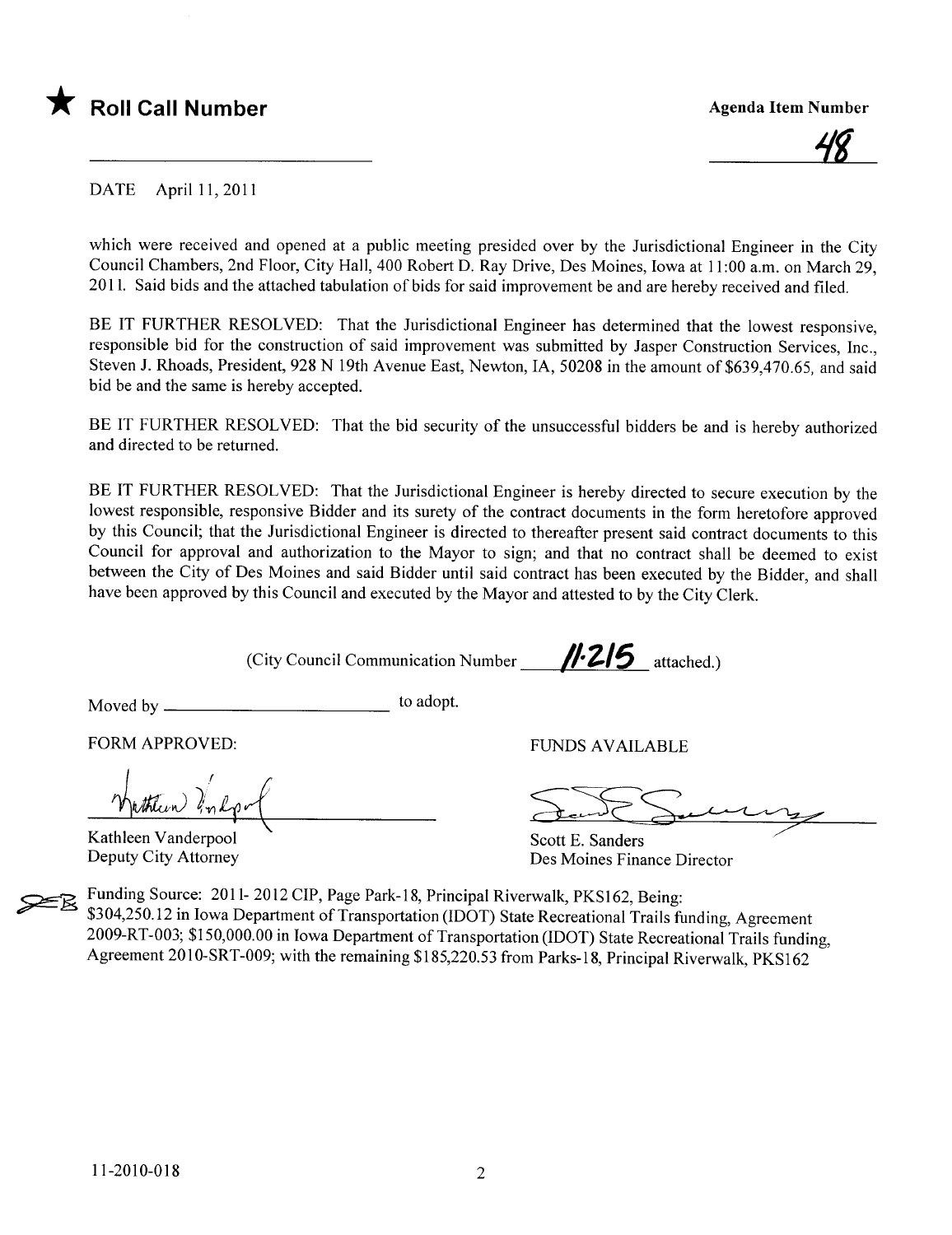★ **Roll Call Number**

**Agenda Item Number**

48

DATE April 11, 2011

which were received and opened at a public meeting presided over by the Jurisdictional Engineer in the City Council Chambers, 2nd Floor, City Hall, 400 Robert D. Ray Drive, Des Moines, Iowa at 11:00 a.m. on March 29, 2011. Said bids and the attached tabulation of bids for said improvement be and are hereby received and filed.

BE IT FURTHER RESOLVED: That the Jurisdictional Engineer has determined that the lowest responsive, responsible bid for the construction of said improvement was submitted by Jasper Construction Services, Inc., Steven J. Rhoads, President, 928 N 19th Avenue East, Newton, IA, 50208 in the amount of $639,470.65, and said bid be and the same is hereby accepted.

BE IT FURTHER RESOLVED: That the bid security of the unsuccessful bidders be and is hereby authorized and directed to be returned.

BE IT FURTHER RESOLVED: That the Jurisdictional Engineer is hereby directed to secure execution by the lowest responsible, responsive Bidder and its surety of the contract documents in the form heretofore approved by this Council; that the Jurisdictional Engineer is directed to thereafter present said contract documents to this Council for approval and authorization to the Mayor to sign; and that no contract shall be deemed to exist between the City of Des Moines and said Bidder until said contract has been executed by the Bidder, and shall have been approved by this Council and executed by the Mayor and attested to by the City Clerk.

(City Council Communication Number 11-215 attached.)

Moved by ________________________ to adopt.

FORM APPROVED:

Kathleen Vanderpool
Deputy City Attorney

FUNDS AVAILABLE

Scott E. Sanders
Des Moines Finance Director

Funding Source: 2011- 2012 CIP, Page Park-18, Principal Riverwalk, PKS162, Being:
$304,250.12 in Iowa Department of Transportation (IDOT) State Recreational Trails funding, Agreement 2009-RT-003; $150,000.00 in Iowa Department of Transportation (IDOT) State Recreational Trails funding, Agreement 2010-SRT-009; with the remaining $185,220.53 from Parks-18, Principal Riverwalk, PKS162

11-2010-018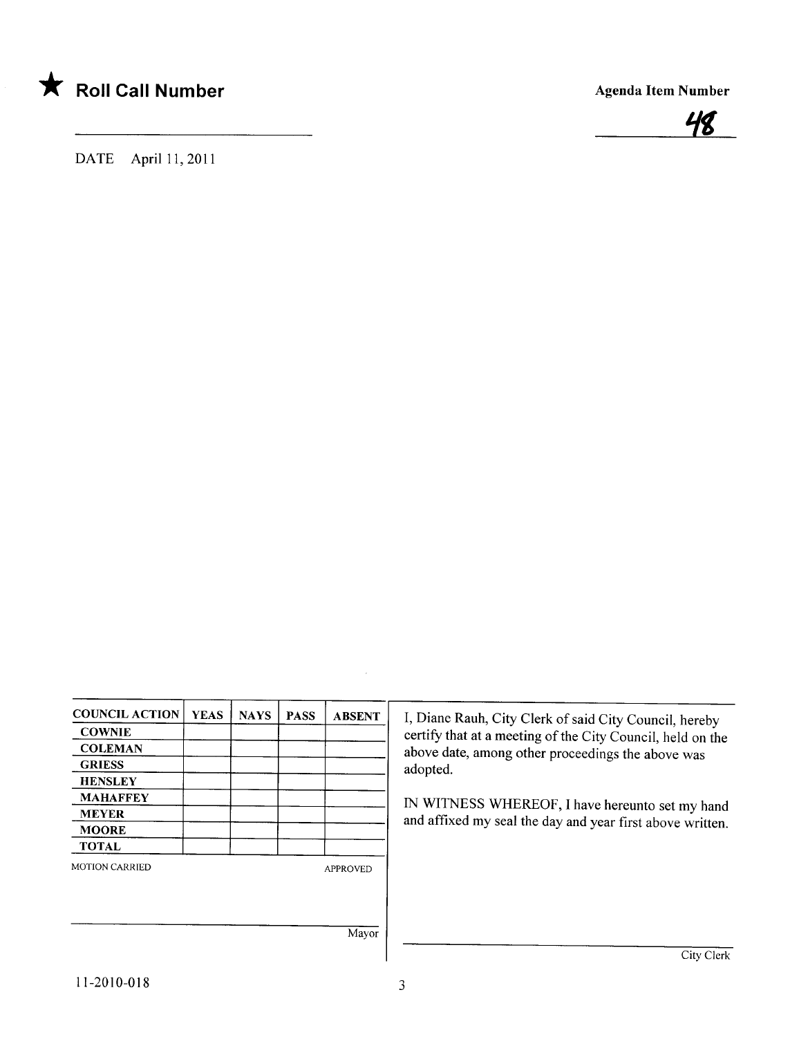★ **Roll Call Number**

**Agenda Item Number**

48

DATE April 11, 2011

| COUNCIL ACTION | YEAS | NAYS | PASS | ABSENT |
|---|---|---|---|---|
| COWNIE | | | | |
| COLEMAN | | | | |
| GRIESS | | | | |
| HENSLEY | | | | |
| MAHAFFEY | | | | |
| MEYER | | | | |
| MOORE | | | | |
| TOTAL | | | | |

MOTION CARRIED APPROVED

Mayor

I, Diane Rauh, City Clerk of said City Council, hereby certify that at a meeting of the City Council, held on the above date, among other proceedings the above was adopted.

IN WITNESS WHEREOF, I have hereunto set my hand and affixed my seal the day and year first above written.

City Clerk

11-2010-018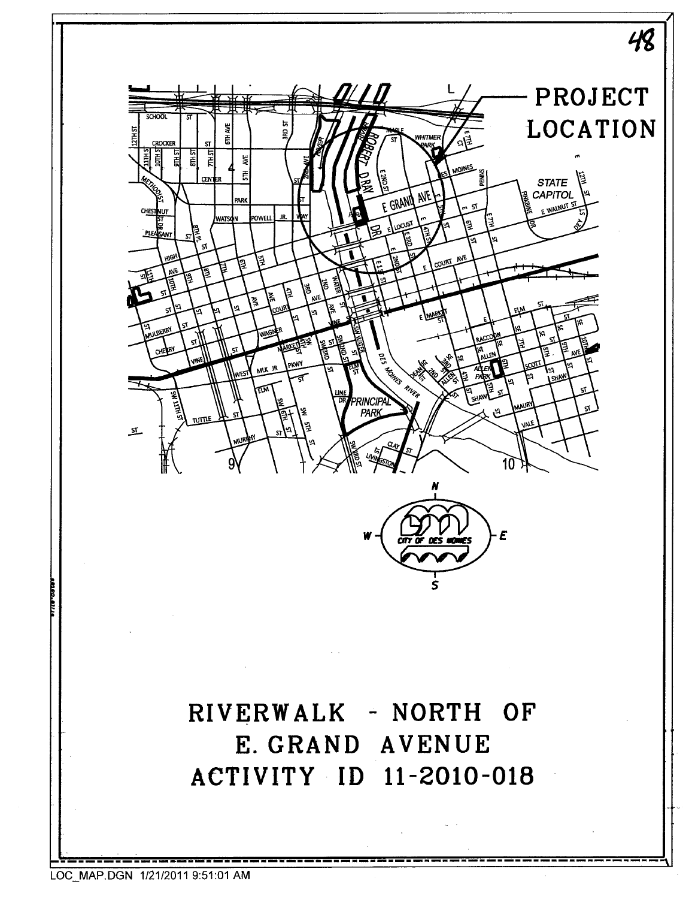PROJECT LOCATION

# RIVERWALK - NORTH OF E. GRAND AVENUE ACTIVITY ID 11-2010-018

LOC_MAP.DGN 1/21/2011 9:51:01 AM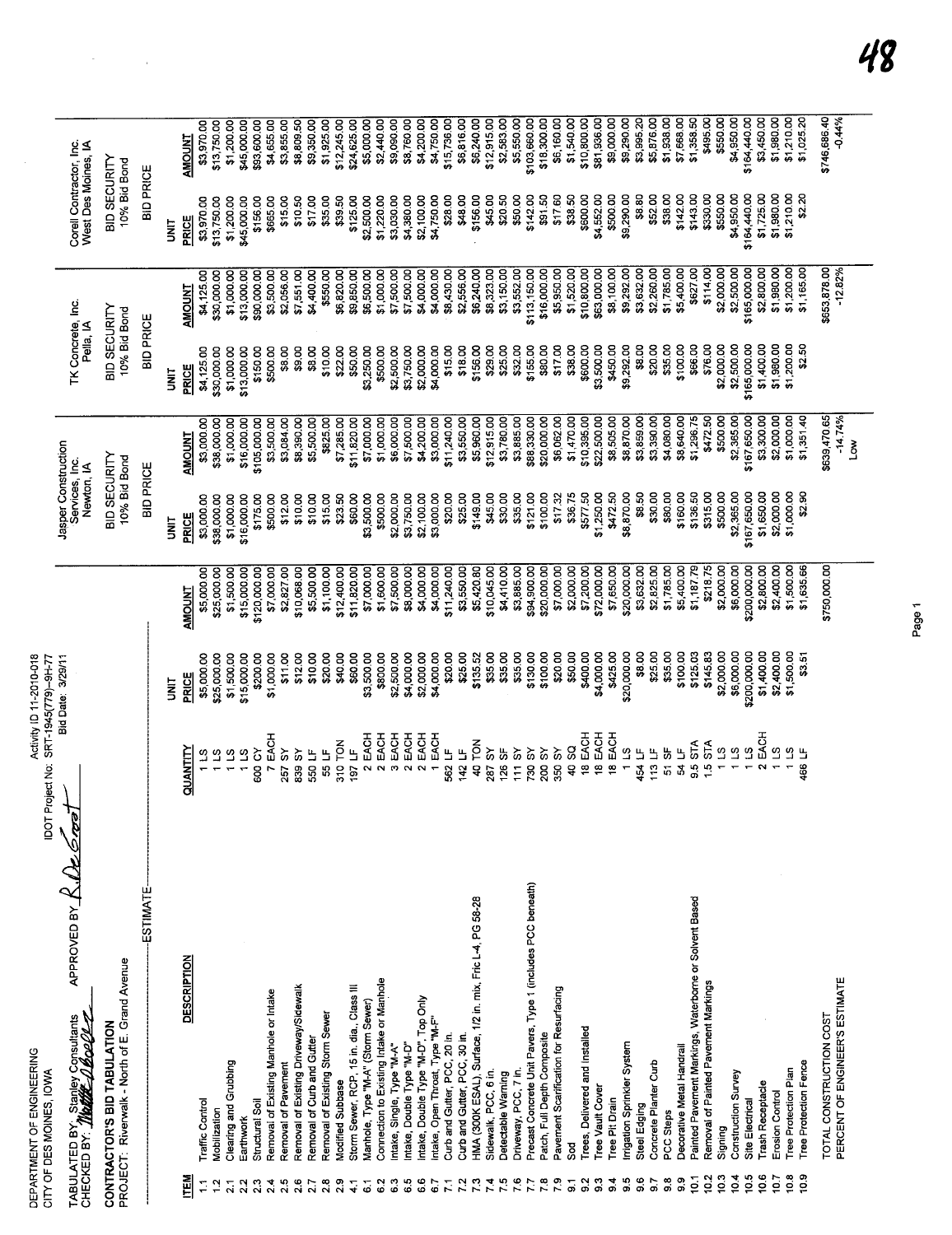DEPARTMENT OF ENGINEERING
CITY OF DES MOINES, IOWA

Activity ID 11-2010-018
IDOT Project No: SRT-1945(779)--9H-77
Bid Date: 3/29/11

TABULATED BY: Stanley Consultants
CHECKED BY:
APPROVED BY:

**CONTRACTOR'S BID TABULATION**
PROJECT: Riverwalk - North of E. Grand Avenue

| ITEM | DESCRIPTION | QUANTITY | ESTIMATE UNIT PRICE | ESTIMATE AMOUNT | Jasper Construction Services, Inc. Newton, IA — BID SECURITY 10% Bid Bond — UNIT PRICE | Jasper AMOUNT | TK Concrete, Inc. Pella, IA — BID SECURITY 10% Bid Bond — UNIT PRICE | TK AMOUNT | Corell Contractor, Inc. West Des Moines, IA — BID SECURITY 10% Bid Bond — UNIT PRICE | Corell AMOUNT |
|---|---|---|---|---|---|---|---|---|---|---|
| 1.1 | Traffic Control | 1 LS | $5,000.00 | $5,000.00 | $3,000.00 | $3,000.00 | $4,125.00 | $4,125.00 | $3,970.00 | $3,970.00 |
| 1.2 | Mobilization | 1 LS | $25,000.00 | $25,000.00 | $38,000.00 | $38,000.00 | $30,000.00 | $30,000.00 | $13,750.00 | $13,750.00 |
| 2.1 | Clearing and Grubbing | 1 LS | $1,500.00 | $1,500.00 | $1,000.00 | $1,000.00 | $1,000.00 | $1,000.00 | $1,200.00 | $1,200.00 |
| 2.2 | Earthwork | 1 LS | $15,000.00 | $15,000.00 | $16,000.00 | $16,000.00 | $13,000.00 | $13,000.00 | $45,000.00 | $45,000.00 |
| 2.3 | Structural Soil | 600 CY | $200.00 | $120,000.00 | $175.00 | $105,000.00 | $150.00 | $90,000.00 | $156.00 | $93,600.00 |
| 2.4 | Removal of Existing Manhole or Intake | 7 EACH | $1,000.00 | $7,000.00 | $500.00 | $3,500.00 | $500.00 | $3,500.00 | $665.00 | $4,655.00 |
| 2.5 | Removal of Pavement | 257 SY | $11.00 | $2,827.00 | $12.00 | $3,084.00 | $8.00 | $2,056.00 | $15.00 | $3,855.00 |
| 2.6 | Removal of Existing Driveway/Sidewalk | 839 SY | $12.00 | $10,068.00 | $10.00 | $8,390.00 | $9.00 | $7,551.00 | $10.50 | $8,809.50 |
| 2.7 | Removal of Curb and Gutter | 550 LF | $10.00 | $5,500.00 | $10.00 | $5,500.00 | $8.00 | $4,400.00 | $17.00 | $9,350.00 |
| 2.8 | Removal of Existing Storm Sewer | 55 LF | $20.00 | $1,100.00 | $15.00 | $825.00 | $10.00 | $550.00 | $35.00 | $1,925.00 |
| 2.9 | Modified Subbase | 310 TON | $40.00 | $12,400.00 | $23.50 | $7,285.00 | $22.00 | $6,820.00 | $39.50 | $12,245.00 |
| 4.1 | Storm Sewer, RCP, 15 in. dia., Class III | 197 LF | $60.00 | $11,820.00 | $60.00 | $11,820.00 | $50.00 | $9,850.00 | $125.00 | $24,625.00 |
| 6.1 | Manhole, Type "M-A" (Storm Sewer) | 2 EACH | $3,500.00 | $7,000.00 | $3,500.00 | $7,000.00 | $3,250.00 | $6,500.00 | $2,500.00 | $5,000.00 |
| 6.2 | Connection to Existing Intake or Manhole | 2 EACH | $800.00 | $1,600.00 | $500.00 | $1,000.00 | $500.00 | $1,000.00 | $1,220.00 | $2,440.00 |
| 6.3 | Intake, Single, Type "M-A" | 3 EACH | $2,500.00 | $7,500.00 | $2,000.00 | $6,000.00 | $2,500.00 | $7,500.00 | $3,030.00 | $9,090.00 |
| 6.5 | Intake, Double Type "M-D" | 2 EACH | $4,000.00 | $8,000.00 | $3,750.00 | $7,500.00 | $3,750.00 | $7,500.00 | $4,380.00 | $8,760.00 |
| 6.6 | Intake, Double Type "M-D", Top Only | 2 EACH | $2,000.00 | $4,000.00 | $2,100.00 | $4,200.00 | $2,000.00 | $4,000.00 | $2,100.00 | $4,200.00 |
| 6.7 | Intake, Open Throat, Type "M-F" | 1 EACH | $4,000.00 | $4,000.00 | $3,000.00 | $3,000.00 | $4,000.00 | $4,000.00 | $4,750.00 | $4,750.00 |
| 7.1 | Curb and Gutter, PCC, 20 in. | 562 LF | $20.00 | $11,240.00 | $20.00 | $11,240.00 | $15.00 | $8,430.00 | $28.00 | $15,736.00 |
| 7.2 | Curb and Gutter, PCC, 30 in. | 142 LF | $25.00 | $3,550.00 | $25.00 | $3,550.00 | $18.00 | $2,556.00 | $48.00 | $6,816.00 |
| 7.3 | HMA (300K ESAL), Surface, 1/2 in. mix, Fric L-4, PG 58-28 | 40 TON | $135.52 | $5,420.80 | $149.00 | $5,960.00 | $156.00 | $6,240.00 | $156.00 | $6,240.00 |
| 7.4 | Sidewalk, PCC, 6 in. | 287 SY | $35.00 | $10,045.00 | $45.00 | $12,915.00 | $29.00 | $8,323.00 | $45.00 | $12,915.00 |
| 7.5 | Detectable Warning | 126 SF | $35.00 | $4,410.00 | $30.00 | $3,780.00 | $25.00 | $3,150.00 | $20.50 | $2,583.00 |
| 7.6 | Driveway, PCC, 7 in. | 111 SY | $35.00 | $3,885.00 | $35.00 | $3,885.00 | $32.00 | $3,552.00 | $50.00 | $5,550.00 |
| 7.7 | Precast Concrete Unit Pavers, Type 1 (includes PCC beneath) | 730 SY | $130.00 | $94,900.00 | $121.00 | $88,330.00 | $155.00 | $113,150.00 | $142.00 | $103,660.00 |
| 7.8 | Patch, Full Depth Composite | 200 SY | $100.00 | $20,000.00 | $100.00 | $20,000.00 | $80.00 | $16,000.00 | $91.50 | $18,300.00 |
| 7.9 | Pavement Scarification for Resurfacing | 350 SY | $20.00 | $7,000.00 | $17.32 | $6,062.00 | $17.00 | $5,950.00 | $17.60 | $6,160.00 |
| 9.1 | Sod | 40 SQ | $50.00 | $2,000.00 | $36.75 | $1,470.00 | $38.00 | $1,520.00 | $38.50 | $1,540.00 |
| 9.2 | Trees, Delivered and Installed | 18 EACH | $400.00 | $7,200.00 | $577.50 | $10,395.00 | $600.00 | $10,800.00 | $600.00 | $10,800.00 |
| 9.3 | Tree Vault Cover | 18 EACH | $4,000.00 | $72,000.00 | $1,250.00 | $22,500.00 | $3,500.00 | $63,000.00 | $4,552.00 | $81,936.00 |
| 9.4 | Tree Pit Drain | 18 EACH | $425.00 | $7,650.00 | $472.50 | $8,505.00 | $450.00 | $8,100.00 | $500.00 | $9,000.00 |
| 9.5 | Irrigation Sprinkler System | 1 LS | $20,000.00 | $20,000.00 | $8,870.00 | $8,870.00 | $9,292.00 | $9,292.00 | $9,290.00 | $9,290.00 |
| 9.6 | Steel Edging | 454 LF | $8.00 | $3,632.00 | $8.50 | $3,859.00 | $8.00 | $3,632.00 | $8.80 | $3,995.20 |
| 9.7 | Concrete Planter Curb | 113 LF | $25.00 | $2,825.00 | $30.00 | $3,390.00 | $20.00 | $2,260.00 | $52.00 | $5,876.00 |
| 9.8 | PCC Steps | 51 SF | $35.00 | $1,785.00 | $80.00 | $4,080.00 | $35.00 | $1,785.00 | $38.00 | $1,938.00 |
| 9.9 | Decorative Metal Handrail | 54 LF | $100.00 | $5,400.00 | $160.00 | $8,640.00 | $100.00 | $5,400.00 | $142.00 | $7,668.00 |
| 10.1 | Painted Pavement Markings, Waterborne or Solvent Based | 9.5 STA | $125.03 | $1,187.79 | $136.50 | $1,296.75 | $66.00 | $627.00 | $143.00 | $1,358.50 |
| 10.2 | Removal of Painted Pavement Markings | 1.5 STA | $145.83 | $218.75 | $315.00 | $472.50 | $76.00 | $114.00 | $330.00 | $495.00 |
| 10.3 | Signing | 1 LS | $2,000.00 | $2,000.00 | $500.00 | $500.00 | $2,000.00 | $2,000.00 | $550.00 | $550.00 |
| 10.4 | Construction Survey | 1 LS | $6,000.00 | $6,000.00 | $2,365.00 | $2,365.00 | $2,500.00 | $2,500.00 | $4,950.00 | $4,950.00 |
| 10.5 | Site Electrical | 1 LS | $200,000.00 | $200,000.00 | $167,650.00 | $167,650.00 | $165,000.00 | $165,000.00 | $164,440.00 | $164,440.00 |
| 10.6 | Trash Receptacle | 2 EACH | $1,400.00 | $2,800.00 | $1,650.00 | $3,300.00 | $1,400.00 | $2,800.00 | $1,725.00 | $3,450.00 |
| 10.7 | Erosion Control | 1 LS | $2,400.00 | $2,400.00 | $2,000.00 | $2,000.00 | $1,980.00 | $1,980.00 | $1,980.00 | $1,980.00 |
| 10.8 | Tree Protection Plan | 1 LS | $1,500.00 | $1,500.00 | $1,000.00 | $1,000.00 | $1,200.00 | $1,200.00 | $1,210.00 | $1,210.00 |
| 10.9 | Tree Protection Fence | 466 LF | $3.51 | $1,635.66 | $2.90 | $1,351.40 | $2.50 | $1,165.00 | $2.20 | $1,025.20 |
| | TOTAL CONSTRUCTION COST | | | $750,000.00 | | $639,470.65 | | $653,878.00 | | $746,686.40 |
| | PERCENT OF ENGINEER'S ESTIMATE | | | | | -14.74% | | -12.82% | | -0.44% |
| | | | | | | Low | | | | |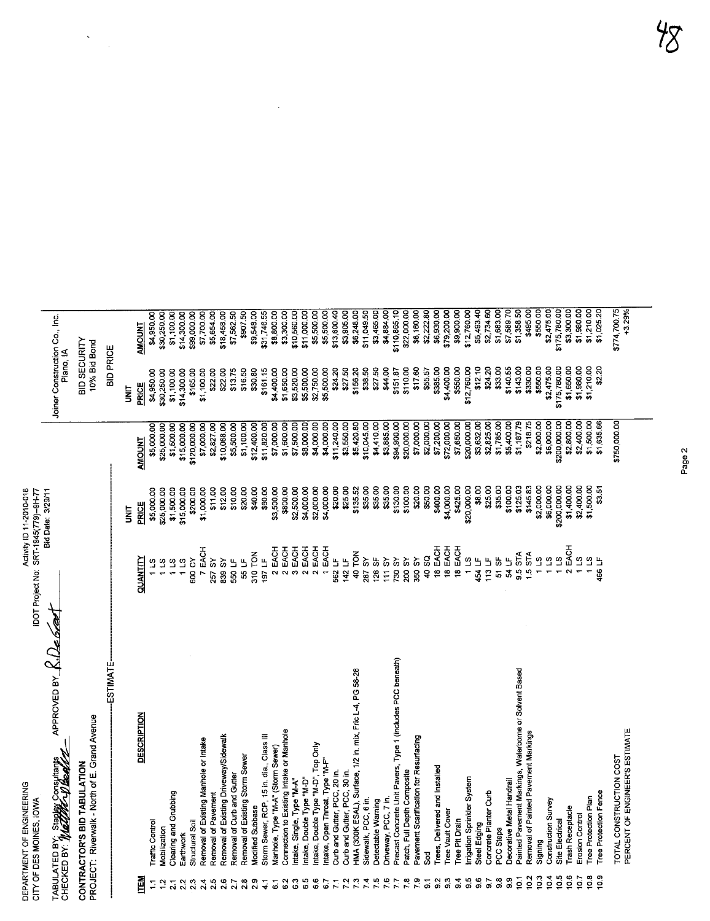DEPARTMENT OF ENGINEERING
CITY OF DES MOINES, IOWA

Activity ID 11-2010-018
IDOT Project No: SRT-1945(779)--9H-77
Bid Date: 3/29/11

TABULATED BY: Stanley Consultants
CHECKED BY:
APPROVED BY

48

## CONTRACTOR'S BID TABULATION

PROJECT: Riverwalk - North of E. Grand Avenue

| | | | ESTIMATE | | | Joiner Construction Co., Inc. Plano, IA BID SECURITY 10% Bid Bond BID PRICE | |
|---|---|---|---|---|---|---|---|
| **ITEM** | **DESCRIPTION** | **QUANTITY** | | **UNIT PRICE** | **AMOUNT** | **UNIT PRICE** | **AMOUNT** |
| 1.1 | Traffic Control | 1 | LS | $5,000.00 | $5,000.00 | $4,950.00 | $4,950.00 |
| 1.2 | Mobilization | 1 | LS | $25,000.00 | $25,000.00 | $30,250.00 | $30,250.00 |
| 2.1 | Clearing and Grubbing | 1 | LS | $1,500.00 | $1,500.00 | $1,100.00 | $1,100.00 |
| 2.2 | Earthwork | 1 | LS | $15,000.00 | $15,000.00 | $14,300.00 | $14,300.00 |
| 2.3 | Structural Soil | 600 | CY | $200.00 | $120,000.00 | $165.00 | $99,000.00 |
| 2.4 | Removal of Existing Manhole or Intake | 7 | EACH | $1,000.00 | $7,000.00 | $1,100.00 | $7,700.00 |
| 2.5 | Removal of Pavement | 257 | SY | $11.00 | $2,827.00 | $22.00 | $5,654.00 |
| 2.6 | Removal of Existing Driveway/Sidewalk | 839 | SY | $12.00 | $10,068.00 | $22.00 | $18,458.00 |
| 2.7 | Removal of Curb and Gutter | 550 | LF | $10.00 | $5,500.00 | $13.75 | $7,562.50 |
| 2.8 | Removal of Existing Storm Sewer | 55 | LF | $20.00 | $1,100.00 | $16.50 | $907.50 |
| 2.9 | Modified Subbase | 310 | TON | $40.00 | $12,400.00 | $30.80 | $9,548.00 |
| 4.1 | Storm Sewer, RCP, 15 in. dia., Class III | 197 | LF | $60.00 | $11,820.00 | $161.15 | $31,746.55 |
| 6.1 | Manhole, Type "M-A" (Storm Sewer) | 2 | EACH | $3,500.00 | $7,000.00 | $4,400.00 | $8,800.00 |
| 6.2 | Connection to Existing Intake or Manhole | 2 | EACH | $800.00 | $1,600.00 | $1,650.00 | $3,300.00 |
| 6.3 | Intake, Single, Type "M-A" | 3 | EACH | $2,500.00 | $7,500.00 | $3,520.00 | $10,560.00 |
| 6.5 | Intake, Double Type "M-D" | 2 | EACH | $4,000.00 | $8,000.00 | $5,500.00 | $11,000.00 |
| 6.6 | Intake, Double Type "M-D", Top Only | 2 | EACH | $2,000.00 | $4,000.00 | $2,750.00 | $5,500.00 |
| 6.7 | Intake, Open Throat, Type "M-F" | 1 | EACH | $4,000.00 | $4,000.00 | $5,500.00 | $5,500.00 |
| 7.1 | Curb and Gutter, PCC, 20 in. | 562 | LF | $20.00 | $11,240.00 | $24.20 | $13,600.40 |
| 7.2 | Curb and Gutter, PCC, 30 in. | 142 | LF | $25.00 | $3,550.00 | $27.50 | $3,905.00 |
| 7.3 | HMA (300K ESAL), Surface, 1/2 in. mix, Fric L-4, PG 58-28 | 40 | TON | $135.52 | $5,420.80 | $156.20 | $6,248.00 |
| 7.4 | Sidewalk, PCC, 6 in. | 287 | SY | $35.00 | $10,045.00 | $38.50 | $11,049.50 |
| 7.5 | Detectable Warning | 126 | SF | $35.00 | $4,410.00 | $27.50 | $3,465.00 |
| 7.6 | Driveway, PCC, 7 in. | 111 | SY | $35.00 | $3,885.00 | $44.00 | $4,884.00 |
| 7.7 | Precast Concrete Unit Pavers, Type 1 (includes PCC beneath) | 730 | SY | $130.00 | $94,900.00 | $151.87 | $110,865.10 |
| 7.8 | Patch, Full Depth Composite | 200 | SY | $100.00 | $20,000.00 | $110.00 | $22,000.00 |
| 7.9 | Pavement Scarification for Resurfacing | 350 | SY | $20.00 | $7,000.00 | $17.60 | $6,160.00 |
| 9.1 | Sod | 40 | SQ | $50.00 | $2,000.00 | $55.57 | $2,222.80 |
| 9.2 | Trees, Delivered and Installed | 18 | EACH | $400.00 | $7,200.00 | $385.00 | $6,930.00 |
| 9.3 | Tree Vault Cover | 18 | EACH | $4,000.00 | $72,000.00 | $4,400.00 | $79,200.00 |
| 9.4 | Tree Pit Drain | 18 | EACH | $425.00 | $7,650.00 | $550.00 | $9,900.00 |
| 9.5 | Irrigation Sprinkler System | 1 | LS | $20,000.00 | $20,000.00 | $12,760.00 | $12,760.00 |
| 9.6 | Steel Edging | 454 | LF | $8.00 | $3,632.00 | $12.10 | $5,493.40 |
| 9.7 | Concrete Planter Curb | 113 | LF | $25.00 | $2,825.00 | $24.20 | $2,734.60 |
| 9.8 | PCC Steps | 51 | SF | $35.00 | $1,785.00 | $33.00 | $1,683.00 |
| 9.9 | Decorative Metal Handrail | 54 | LF | $100.00 | $5,400.00 | $140.55 | $7,589.70 |
| 10.1 | Painted Pavement Markings, Waterborne or Solvent Based | 9.5 | STA | $125.03 | $1,187.79 | $143.00 | $1,358.50 |
| 10.2 | Removal of Painted Pavement Markings | 1.5 | STA | $145.83 | $218.75 | $330.00 | $495.00 |
| 10.3 | Signing | 1 | LS | $2,000.00 | $2,000.00 | $550.00 | $550.00 |
| 10.4 | Construction Survey | 1 | LS | $6,000.00 | $6,000.00 | $2,475.00 | $2,475.00 |
| 10.5 | Site Electrical | 1 | LS | $200,000.00 | $200,000.00 | $175,780.00 | $175,780.00 |
| 10.6 | Trash Receptacle | 2 | EACH | $1,400.00 | $2,800.00 | $1,650.00 | $3,300.00 |
| 10.7 | Erosion Control | 1 | LS | $2,400.00 | $2,400.00 | $1,980.00 | $1,980.00 |
| 10.8 | Tree Protection Plan | 1 | LS | $1,500.00 | $1,500.00 | $1,210.00 | $1,210.00 |
| 10.9 | Tree Protection Fence | 466 | LF | $3.51 | $1,635.66 | $2.20 | $1,025.20 |
| | TOTAL CONSTRUCTION COST | | | | $750,000.00 | | $774,700.75 |
| | PERCENT OF ENGINEER'S ESTIMATE | | | | | | +3.29% |